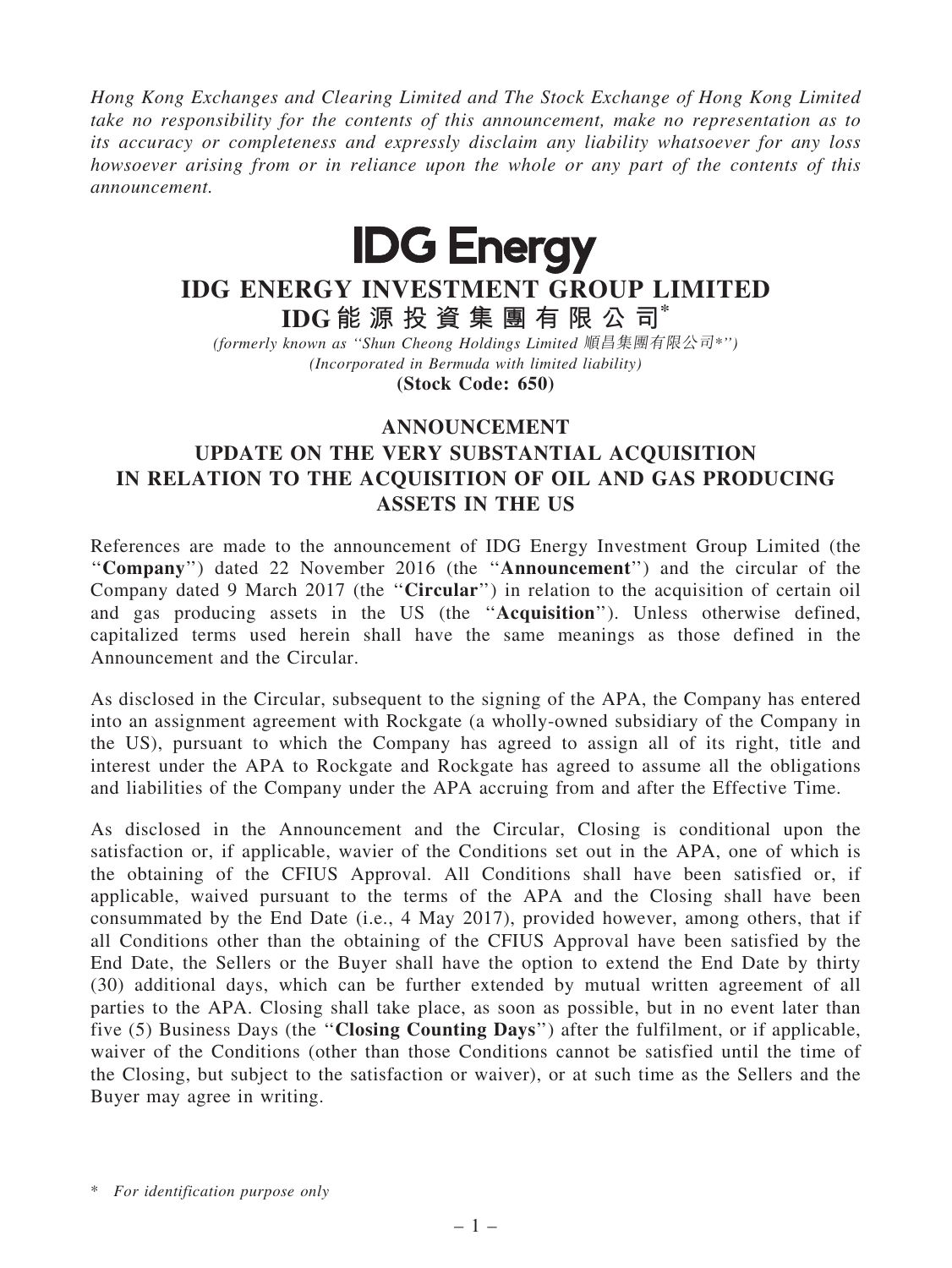*Hong Kong Exchanges and Clearing Limited and The Stock Exchange of Hong Kong Limited take no responsibility for the contents of this announcement, make no representation as to its accuracy or completeness and expressly disclaim any liability whatsoever for any loss howsoever arising from or in reliance upon the whole or any part of the contents of this announcement.*

**IDG Energy**

# IDG ENERGY INVESTMENT GROUP LIMITED

# IDG能源投資集團有限公司*

*(formerly known as "Shun Cheong Holdings Limited 順昌集團有限公司*")*

*(Incorporated in Bermuda with limited liability)*

**(Stock Code: 650)**

## ANNOUNCEMENT
## UPDATE ON THE VERY SUBSTANTIAL ACQUISITION IN RELATION TO THE ACQUISITION OF OIL AND GAS PRODUCING ASSETS IN THE US

References are made to the announcement of IDG Energy Investment Group Limited (the "**Company**") dated 22 November 2016 (the "**Announcement**") and the circular of the Company dated 9 March 2017 (the "**Circular**") in relation to the acquisition of certain oil and gas producing assets in the US (the "**Acquisition**"). Unless otherwise defined, capitalized terms used herein shall have the same meanings as those defined in the Announcement and the Circular.

As disclosed in the Circular, subsequent to the signing of the APA, the Company has entered into an assignment agreement with Rockgate (a wholly-owned subsidiary of the Company in the US), pursuant to which the Company has agreed to assign all of its right, title and interest under the APA to Rockgate and Rockgate has agreed to assume all the obligations and liabilities of the Company under the APA accruing from and after the Effective Time.

As disclosed in the Announcement and the Circular, Closing is conditional upon the satisfaction or, if applicable, wavier of the Conditions set out in the APA, one of which is the obtaining of the CFIUS Approval. All Conditions shall have been satisfied or, if applicable, waived pursuant to the terms of the APA and the Closing shall have been consummated by the End Date (i.e., 4 May 2017), provided however, among others, that if all Conditions other than the obtaining of the CFIUS Approval have been satisfied by the End Date, the Sellers or the Buyer shall have the option to extend the End Date by thirty (30) additional days, which can be further extended by mutual written agreement of all parties to the APA. Closing shall take place, as soon as possible, but in no event later than five (5) Business Days (the "**Closing Counting Days**") after the fulfilment, or if applicable, waiver of the Conditions (other than those Conditions cannot be satisfied until the time of the Closing, but subject to the satisfaction or waiver), or at such time as the Sellers and the Buyer may agree in writing.

\* *For identification purpose only*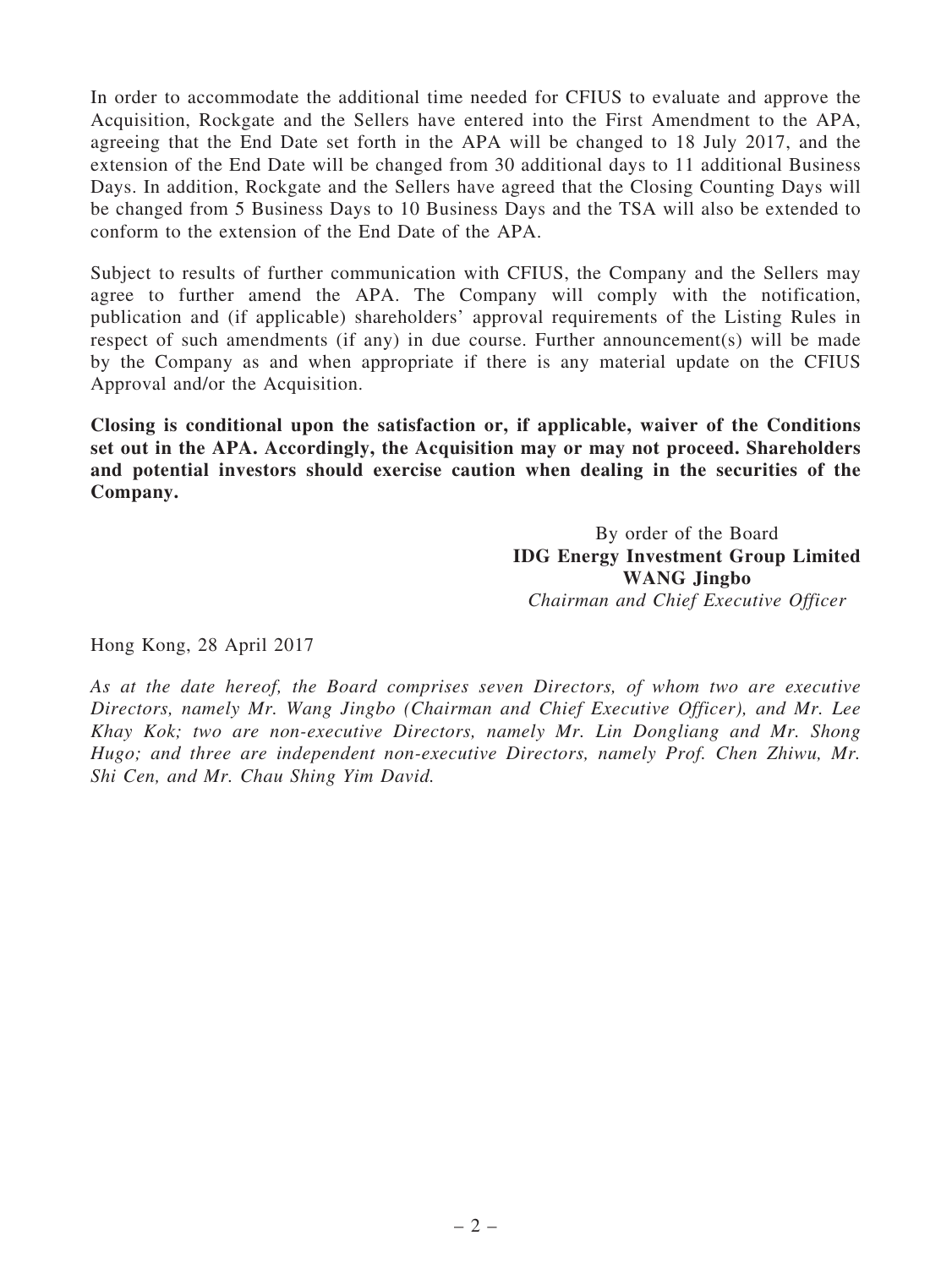In order to accommodate the additional time needed for CFIUS to evaluate and approve the Acquisition, Rockgate and the Sellers have entered into the First Amendment to the APA, agreeing that the End Date set forth in the APA will be changed to 18 July 2017, and the extension of the End Date will be changed from 30 additional days to 11 additional Business Days. In addition, Rockgate and the Sellers have agreed that the Closing Counting Days will be changed from 5 Business Days to 10 Business Days and the TSA will also be extended to conform to the extension of the End Date of the APA.

Subject to results of further communication with CFIUS, the Company and the Sellers may agree to further amend the APA. The Company will comply with the notification, publication and (if applicable) shareholders' approval requirements of the Listing Rules in respect of such amendments (if any) in due course. Further announcement(s) will be made by the Company as and when appropriate if there is any material update on the CFIUS Approval and/or the Acquisition.

**Closing is conditional upon the satisfaction or, if applicable, waiver of the Conditions set out in the APA. Accordingly, the Acquisition may or may not proceed. Shareholders and potential investors should exercise caution when dealing in the securities of the Company.**

By order of the Board
**IDG Energy Investment Group Limited**
**WANG Jingbo**
*Chairman and Chief Executive Officer*

Hong Kong, 28 April 2017

*As at the date hereof, the Board comprises seven Directors, of whom two are executive Directors, namely Mr. Wang Jingbo (Chairman and Chief Executive Officer), and Mr. Lee Khay Kok; two are non-executive Directors, namely Mr. Lin Dongliang and Mr. Shong Hugo; and three are independent non-executive Directors, namely Prof. Chen Zhiwu, Mr. Shi Cen, and Mr. Chau Shing Yim David.*